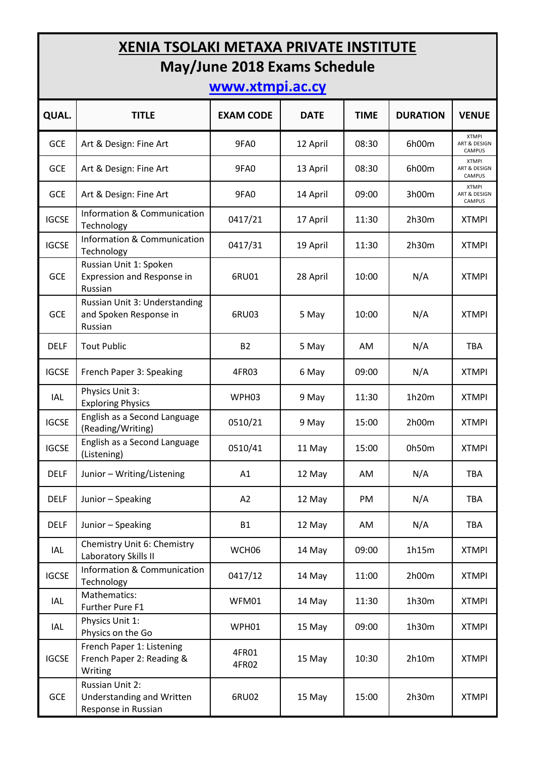# XENIA TSOLAKI METAXA PRIVATE INSTITUTE

## May/June 2018 Exams Schedule

**www.xtmpi.ac.cy**

| QUAL. | TITLE | EXAM CODE | DATE | TIME | DURATION | VENUE |
|---|---|---|---|---|---|---|
| GCE | Art & Design: Fine Art | 9FA0 | 12 April | 08:30 | 6h00m | XTMPI ART & DESIGN CAMPUS |
| GCE | Art & Design: Fine Art | 9FA0 | 13 April | 08:30 | 6h00m | XTMPI ART & DESIGN CAMPUS |
| GCE | Art & Design: Fine Art | 9FA0 | 14 April | 09:00 | 3h00m | XTMPI ART & DESIGN CAMPUS |
| IGCSE | Information & Communication Technology | 0417/21 | 17 April | 11:30 | 2h30m | XTMPI |
| IGCSE | Information & Communication Technology | 0417/31 | 19 April | 11:30 | 2h30m | XTMPI |
| GCE | Russian Unit 1: Spoken Expression and Response in Russian | 6RU01 | 28 April | 10:00 | N/A | XTMPI |
| GCE | Russian Unit 3: Understanding and Spoken Response in Russian | 6RU03 | 5 May | 10:00 | N/A | XTMPI |
| DELF | Tout Public | B2 | 5 May | AM | N/A | TBA |
| IGCSE | French Paper 3: Speaking | 4FR03 | 6 May | 09:00 | N/A | XTMPI |
| IAL | Physics Unit 3: Exploring Physics | WPH03 | 9 May | 11:30 | 1h20m | XTMPI |
| IGCSE | English as a Second Language (Reading/Writing) | 0510/21 | 9 May | 15:00 | 2h00m | XTMPI |
| IGCSE | English as a Second Language (Listening) | 0510/41 | 11 May | 15:00 | 0h50m | XTMPI |
| DELF | Junior – Writing/Listening | A1 | 12 May | AM | N/A | TBA |
| DELF | Junior – Speaking | A2 | 12 May | PM | N/A | TBA |
| DELF | Junior – Speaking | B1 | 12 May | AM | N/A | TBA |
| IAL | Chemistry Unit 6: Chemistry Laboratory Skills II | WCH06 | 14 May | 09:00 | 1h15m | XTMPI |
| IGCSE | Information & Communication Technology | 0417/12 | 14 May | 11:00 | 2h00m | XTMPI |
| IAL | Mathematics: Further Pure F1 | WFM01 | 14 May | 11:30 | 1h30m | XTMPI |
| IAL | Physics Unit 1: Physics on the Go | WPH01 | 15 May | 09:00 | 1h30m | XTMPI |
| IGCSE | French Paper 1: Listening French Paper 2: Reading & Writing | 4FR01 4FR02 | 15 May | 10:30 | 2h10m | XTMPI |
| GCE | Russian Unit 2: Understanding and Written Response in Russian | 6RU02 | 15 May | 15:00 | 2h30m | XTMPI |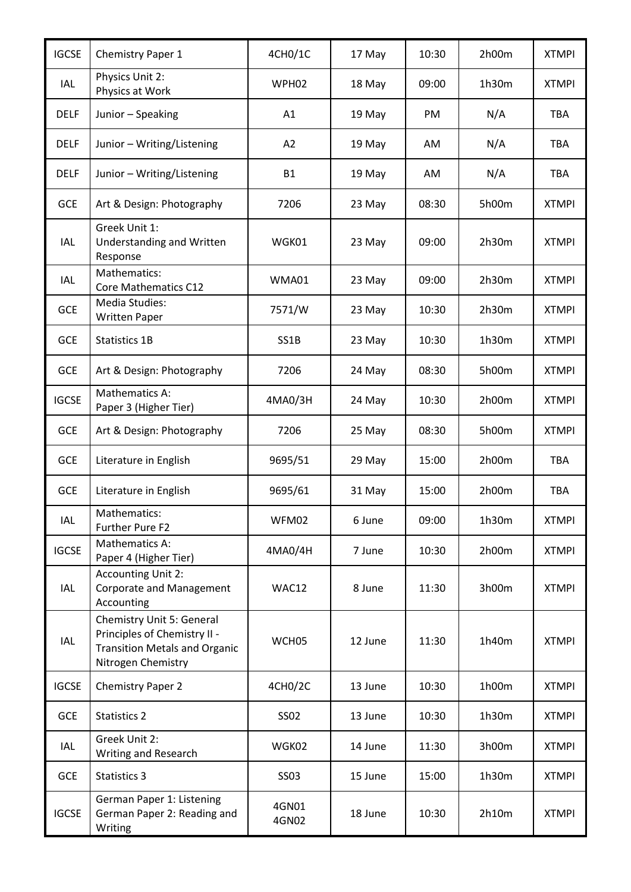| IGCSE | Chemistry Paper 1 | 4CH0/1C | 17 May | 10:30 | 2h00m | XTMPI |
|---|---|---|---|---|---|---|
| IAL | Physics Unit 2: Physics at Work | WPH02 | 18 May | 09:00 | 1h30m | XTMPI |
| DELF | Junior – Speaking | A1 | 19 May | PM | N/A | TBA |
| DELF | Junior – Writing/Listening | A2 | 19 May | AM | N/A | TBA |
| DELF | Junior – Writing/Listening | B1 | 19 May | AM | N/A | TBA |
| GCE | Art & Design: Photography | 7206 | 23 May | 08:30 | 5h00m | XTMPI |
| IAL | Greek Unit 1: Understanding and Written Response | WGK01 | 23 May | 09:00 | 2h30m | XTMPI |
| IAL | Mathematics: Core Mathematics C12 | WMA01 | 23 May | 09:00 | 2h30m | XTMPI |
| GCE | Media Studies: Written Paper | 7571/W | 23 May | 10:30 | 2h30m | XTMPI |
| GCE | Statistics 1B | SS1B | 23 May | 10:30 | 1h30m | XTMPI |
| GCE | Art & Design: Photography | 7206 | 24 May | 08:30 | 5h00m | XTMPI |
| IGCSE | Mathematics A: Paper 3 (Higher Tier) | 4MA0/3H | 24 May | 10:30 | 2h00m | XTMPI |
| GCE | Art & Design: Photography | 7206 | 25 May | 08:30 | 5h00m | XTMPI |
| GCE | Literature in English | 9695/51 | 29 May | 15:00 | 2h00m | TBA |
| GCE | Literature in English | 9695/61 | 31 May | 15:00 | 2h00m | TBA |
| IAL | Mathematics: Further Pure F2 | WFM02 | 6 June | 09:00 | 1h30m | XTMPI |
| IGCSE | Mathematics A: Paper 4 (Higher Tier) | 4MA0/4H | 7 June | 10:30 | 2h00m | XTMPI |
| IAL | Accounting Unit 2: Corporate and Management Accounting | WAC12 | 8 June | 11:30 | 3h00m | XTMPI |
| IAL | Chemistry Unit 5: General Principles of Chemistry II - Transition Metals and Organic Nitrogen Chemistry | WCH05 | 12 June | 11:30 | 1h40m | XTMPI |
| IGCSE | Chemistry Paper 2 | 4CH0/2C | 13 June | 10:30 | 1h00m | XTMPI |
| GCE | Statistics 2 | SS02 | 13 June | 10:30 | 1h30m | XTMPI |
| IAL | Greek Unit 2: Writing and Research | WGK02 | 14 June | 11:30 | 3h00m | XTMPI |
| GCE | Statistics 3 | SS03 | 15 June | 15:00 | 1h30m | XTMPI |
| IGCSE | German Paper 1: Listening German Paper 2: Reading and Writing | 4GN01 4GN02 | 18 June | 10:30 | 2h10m | XTMPI |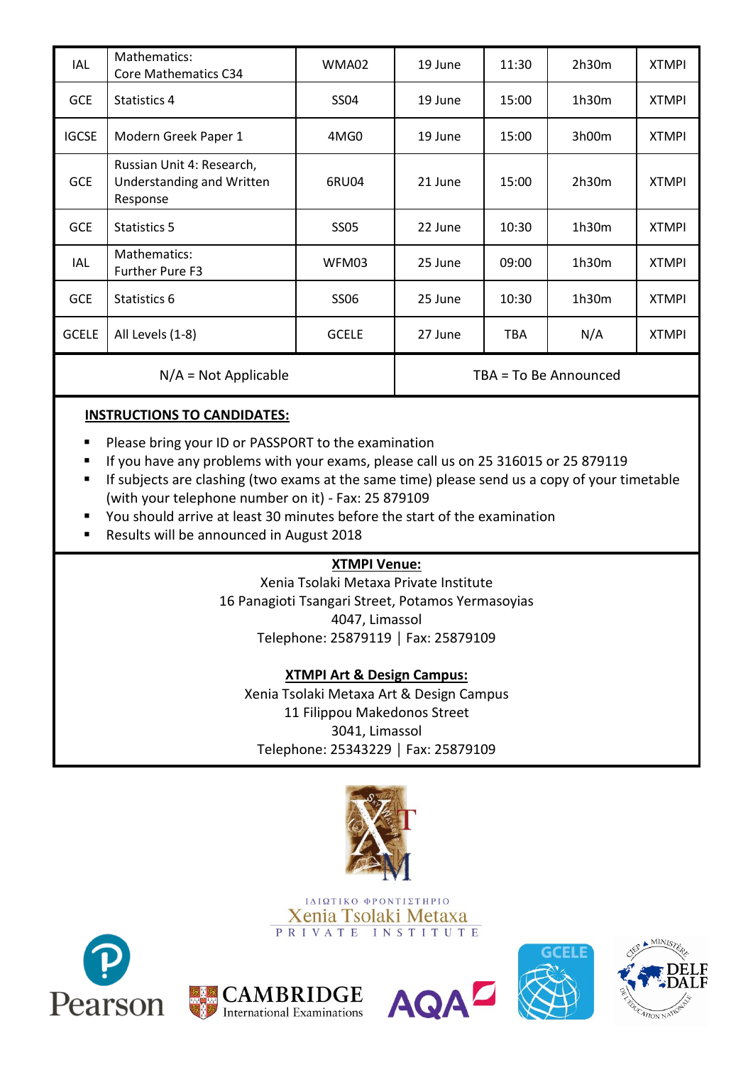| | | | | | | |
|---|---|---|---|---|---|---|
| IAL | Mathematics: Core Mathematics C34 | WMA02 | 19 June | 11:30 | 2h30m | XTMPI |
| GCE | Statistics 4 | SS04 | 19 June | 15:00 | 1h30m | XTMPI |
| IGCSE | Modern Greek Paper 1 | 4MG0 | 19 June | 15:00 | 3h00m | XTMPI |
| GCE | Russian Unit 4: Research, Understanding and Written Response | 6RU04 | 21 June | 15:00 | 2h30m | XTMPI |
| GCE | Statistics 5 | SS05 | 22 June | 10:30 | 1h30m | XTMPI |
| IAL | Mathematics: Further Pure F3 | WFM03 | 25 June | 09:00 | 1h30m | XTMPI |
| GCE | Statistics 6 | SS06 | 25 June | 10:30 | 1h30m | XTMPI |
| GCELE | All Levels (1-8) | GCELE | 27 June | TBA | N/A | XTMPI |

N/A = Not Applicable | TBA = To Be Announced

**INSTRUCTIONS TO CANDIDATES:**

- Please bring your ID or PASSPORT to the examination
- If you have any problems with your exams, please call us on 25 316015 or 25 879119
- If subjects are clashing (two exams at the same time) please send us a copy of your timetable (with your telephone number on it) - Fax: 25 879109
- You should arrive at least 30 minutes before the start of the examination
- Results will be announced in August 2018

**XTMPI Venue:**

Xenia Tsolaki Metaxa Private Institute
16 Panagioti Tsangari Street, Potamos Yermasoyias
4047, Limassol
Telephone: 25879119 | Fax: 25879109

**XTMPI Art & Design Campus:**

Xenia Tsolaki Metaxa Art & Design Campus
11 Filippou Makedonos Street
3041, Limassol
Telephone: 25343229 | Fax: 25879109

ΙΔΙΩΤΙΚΟ ΦΡΟΝΤΙΣΤΗΡΙΟ
Xenia Tsolaki Metaxa
PRIVATE INSTITUTE

Pearson | CAMBRIDGE International Examinations | AQA | GCELE | DELF DALF